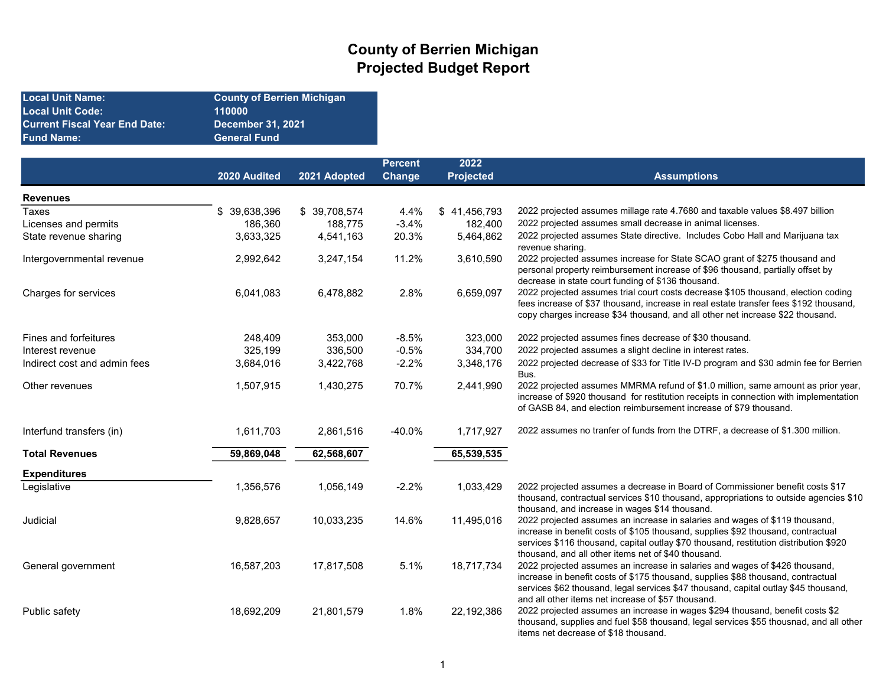# County of Berrien Michigan
## Projected Budget Report

| | |
|---|---|
| **Local Unit Name:** | **County of Berrien Michigan** |
| **Local Unit Code:** | **110000** |
| **Current Fiscal Year End Date:** | **December 31, 2021** |
| **Fund Name:** | **General Fund** |

| | 2020 Audited | 2021 Adopted | Percent Change | 2022 Projected | Assumptions |
|---|---|---|---|---|---|
| **Revenues** | | | | | |
| Taxes | $ 39,638,396 | $ 39,708,574 | 4.4% | $ 41,456,793 | 2022 projected assumes millage rate 4.7680 and taxable values $8.497 billion |
| Licenses and permits | 186,360 | 188,775 | -3.4% | 182,400 | 2022 projected assumes small decrease in animal licenses. |
| State revenue sharing | 3,633,325 | 4,541,163 | 20.3% | 5,464,862 | 2022 projected assumes State directive. Includes Cobo Hall and Marijuana tax revenue sharing. |
| Intergovernmental revenue | 2,992,642 | 3,247,154 | 11.2% | 3,610,590 | 2022 projected assumes increase for State SCAO grant of $275 thousand and personal property reimbursement increase of $96 thousand, partially offset by decrease in state court funding of $136 thousand. |
| Charges for services | 6,041,083 | 6,478,882 | 2.8% | 6,659,097 | 2022 projected assumes trial court costs decrease $105 thousand, election coding fees increase of $37 thousand, increase in real estate transfer fees $192 thousand, copy charges increase $34 thousand, and all other net increase $22 thousand. |
| Fines and forfeitures | 248,409 | 353,000 | -8.5% | 323,000 | 2022 projected assumes fines decrease of $30 thousand. |
| Interest revenue | 325,199 | 336,500 | -0.5% | 334,700 | 2022 projected assumes a slight decline in interest rates. |
| Indirect cost and admin fees | 3,684,016 | 3,422,768 | -2.2% | 3,348,176 | 2022 projected decrease of $33 for Title IV-D program and $30 admin fee for Berrien Bus. |
| Other revenues | 1,507,915 | 1,430,275 | 70.7% | 2,441,990 | 2022 projected assumes MMRMA refund of $1.0 million, same amount as prior year, increase of $920 thousand for restitution receipts in connection with implementation of GASB 84, and election reimbursement increase of $79 thousand. |
| Interfund transfers (in) | 1,611,703 | 2,861,516 | -40.0% | 1,717,927 | 2022 assumes no tranfer of funds from the DTRF, a decrease of $1.300 million. |
| **Total Revenues** | **59,869,048** | **62,568,607** | | **65,539,535** | |
| **Expenditures** | | | | | |
| Legislative | 1,356,576 | 1,056,149 | -2.2% | 1,033,429 | 2022 projected assumes a decrease in Board of Commissioner benefit costs $17 thousand, contractual services $10 thousand, appropriations to outside agencies $10 thousand, and increase in wages $14 thousand. |
| Judicial | 9,828,657 | 10,033,235 | 14.6% | 11,495,016 | 2022 projected assumes an increase in salaries and wages of $119 thousand, increase in benefit costs of $105 thousand, supplies $92 thousand, contractual services $116 thousand, capital outlay $70 thousand, restitution distribution $920 thousand, and all other items net of $40 thousand. |
| General government | 16,587,203 | 17,817,508 | 5.1% | 18,717,734 | 2022 projected assumes an increase in salaries and wages of $426 thousand, increase in benefit costs of $175 thousand, supplies $88 thousand, contractual services $62 thousand, legal services $47 thousand, capital outlay $45 thousand, and all other items net increase of $57 thousand. |
| Public safety | 18,692,209 | 21,801,579 | 1.8% | 22,192,386 | 2022 projected assumes an increase in wages $294 thousand, benefit costs of $2 thousand, supplies and fuel $58 thousand, legal services $55 thousnad, and all other items net decrease of $18 thousand. |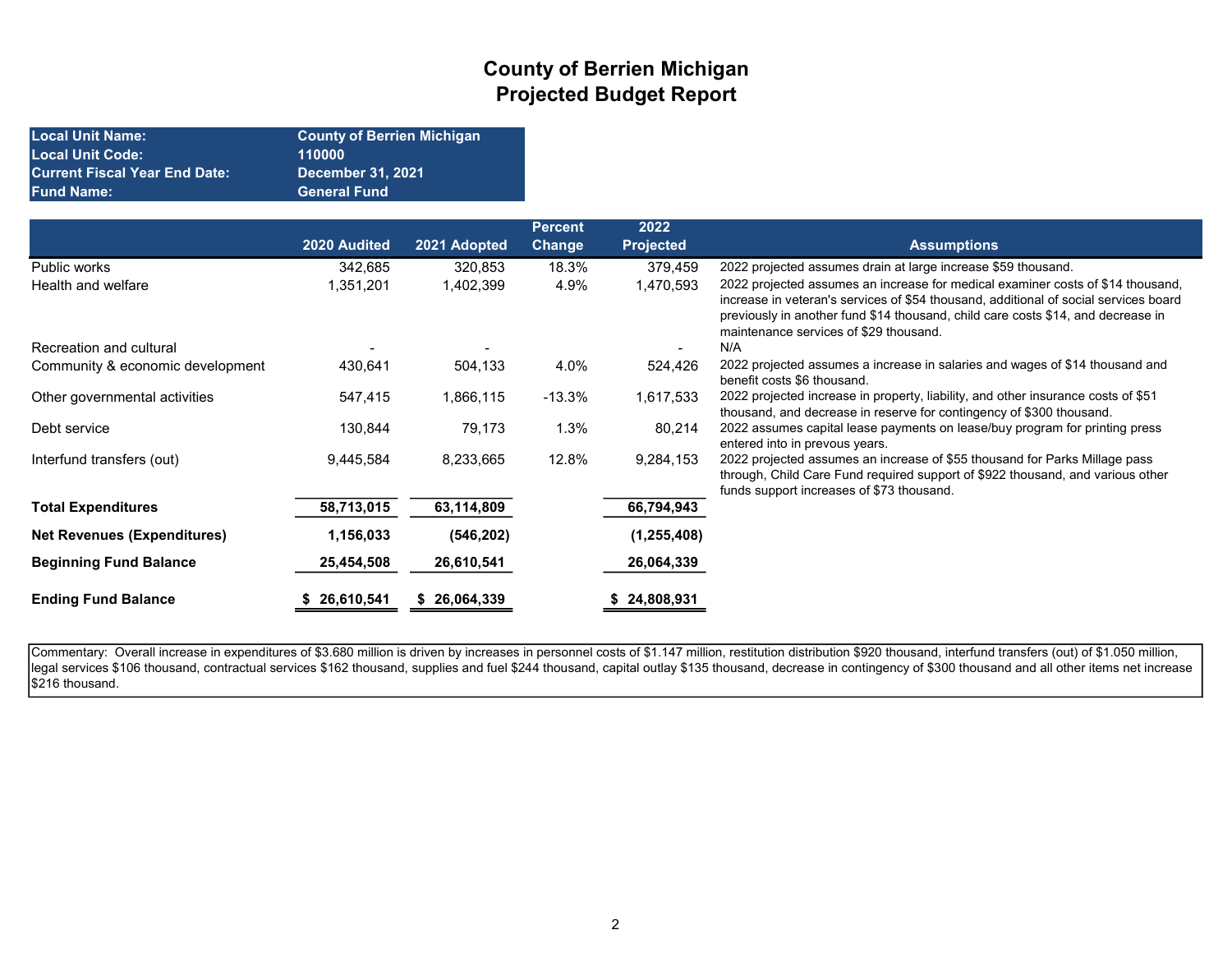# County of Berrien Michigan
## Projected Budget Report

| | |
|---|---|
| **Local Unit Name:** | **County of Berrien Michigan** |
| **Local Unit Code:** | **110000** |
| **Current Fiscal Year End Date:** | **December 31, 2021** |
| **Fund Name:** | **General Fund** |

| | 2020 Audited | 2021 Adopted | Percent Change | 2022 Projected | Assumptions |
|---|---|---|---|---|---|
| Public works | 342,685 | 320,853 | 18.3% | 379,459 | 2022 projected assumes drain at large increase $59 thousand. |
| Health and welfare | 1,351,201 | 1,402,399 | 4.9% | 1,470,593 | 2022 projected assumes an increase for medical examiner costs of $14 thousand, increase in veteran's services of $54 thousand, additional of social services board previously in another fund $14 thousand, child care costs $14, and decrease in maintenance services of $29 thousand. |
| Recreation and cultural | - | - | | - | N/A |
| Community & economic development | 430,641 | 504,133 | 4.0% | 524,426 | 2022 projected assumes a increase in salaries and wages of $14 thousand and benefit costs $6 thousand. |
| Other governmental activities | 547,415 | 1,866,115 | -13.3% | 1,617,533 | 2022 projected increase in property, liability, and other insurance costs of $51 thousand, and decrease in reserve for contingency of $300 thousand. |
| Debt service | 130,844 | 79,173 | 1.3% | 80,214 | 2022 assumes capital lease payments on lease/buy program for printing press entered into in prevous years. |
| Interfund transfers (out) | 9,445,584 | 8,233,665 | 12.8% | 9,284,153 | 2022 projected assumes an increase of $55 thousand for Parks Millage pass through, Child Care Fund required support of $922 thousand, and various other funds support increases of $73 thousand. |
| **Total Expenditures** | **58,713,015** | **63,114,809** | | **66,794,943** | |
| **Net Revenues (Expenditures)** | **1,156,033** | **(546,202)** | | **(1,255,408)** | |
| **Beginning Fund Balance** | **25,454,508** | **26,610,541** | | **26,064,339** | |
| **Ending Fund Balance** | **$ 26,610,541** | **$ 26,064,339** | | **$ 24,808,931** | |

Commentary: Overall increase in expenditures of $3.680 million is driven by increases in personnel costs of $1.147 million, restitution distribution $920 thousand, interfund transfers (out) of $1.050 million, legal services $106 thousand, contractual services $162 thousand, supplies and fuel $244 thousand, capital outlay $135 thousand, decrease in contingency of $300 thousand and all other items net increase $216 thousand.